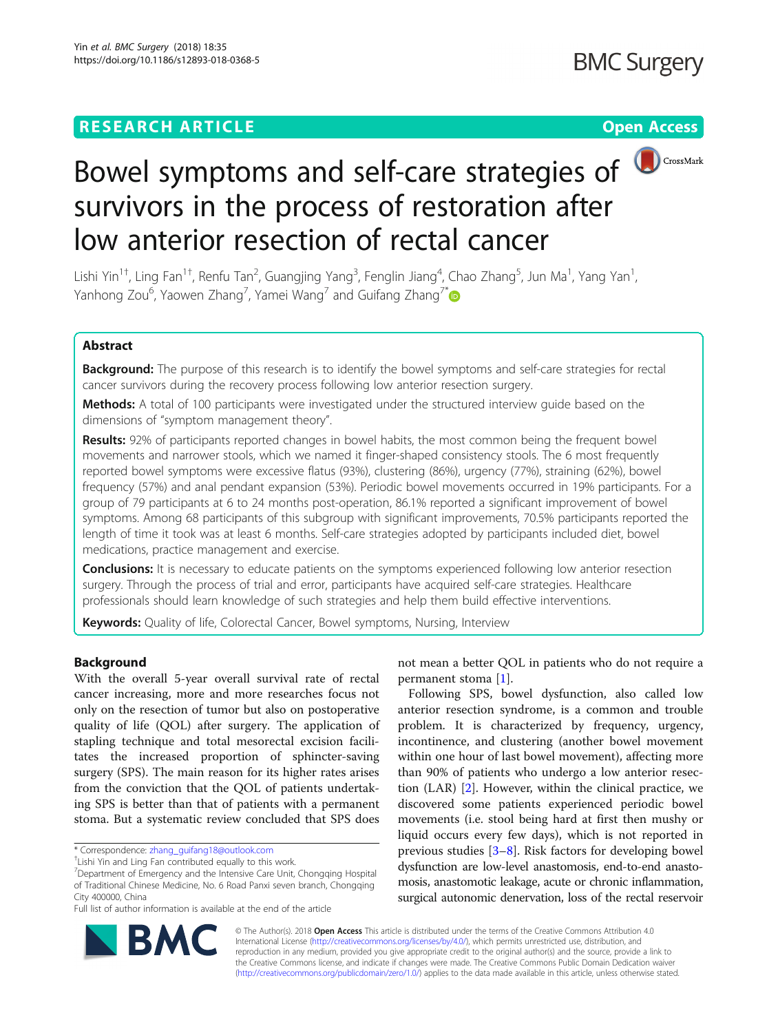**RESEARCH ARTICLE** **Open Access**

# Bowel symptoms and self-care strategies of survivors in the process of restoration after low anterior resection of rectal cancer

Lishi Yin[1†], Ling Fan[1†], Renfu Tan[2], Guangjing Yang[3], Fenglin Jiang[4], Chao Zhang[5], Jun Ma[1], Yang Yan[1], Yanhong Zou[6], Yaowen Zhang[7], Yamei Wang[7] and Guifang Zhang[7*]

## Abstract

**Background:** The purpose of this research is to identify the bowel symptoms and self-care strategies for rectal cancer survivors during the recovery process following low anterior resection surgery.

**Methods:** A total of 100 participants were investigated under the structured interview guide based on the dimensions of "symptom management theory".

**Results:** 92% of participants reported changes in bowel habits, the most common being the frequent bowel movements and narrower stools, which we named it finger-shaped consistency stools. The 6 most frequently reported bowel symptoms were excessive flatus (93%), clustering (86%), urgency (77%), straining (62%), bowel frequency (57%) and anal pendant expansion (53%). Periodic bowel movements occurred in 19% participants. For a group of 79 participants at 6 to 24 months post-operation, 86.1% reported a significant improvement of bowel symptoms. Among 68 participants of this subgroup with significant improvements, 70.5% participants reported the length of time it took was at least 6 months. Self-care strategies adopted by participants included diet, bowel medications, practice management and exercise.

**Conclusions:** It is necessary to educate patients on the symptoms experienced following low anterior resection surgery. Through the process of trial and error, participants have acquired self-care strategies. Healthcare professionals should learn knowledge of such strategies and help them build effective interventions.

**Keywords:** Quality of life, Colorectal Cancer, Bowel symptoms, Nursing, Interview

## Background

With the overall 5-year overall survival rate of rectal cancer increasing, more and more researches focus not only on the resection of tumor but also on postoperative quality of life (QOL) after surgery. The application of stapling technique and total mesorectal excision facilitates the increased proportion of sphincter-saving surgery (SPS). The main reason for its higher rates arises from the conviction that the QOL of patients undertaking SPS is better than that of patients with a permanent stoma. But a systematic review concluded that SPS does not mean a better QOL in patients who do not require a permanent stoma [1].

Following SPS, bowel dysfunction, also called low anterior resection syndrome, is a common and trouble problem. It is characterized by frequency, urgency, incontinence, and clustering (another bowel movement within one hour of last bowel movement), affecting more than 90% of patients who undergo a low anterior resection (LAR) [2]. However, within the clinical practice, we discovered some patients experienced periodic bowel movements (i.e. stool being hard at first then mushy or liquid occurs every few days), which is not reported in previous studies [3–8]. Risk factors for developing bowel dysfunction are low-level anastomosis, end-to-end anastomosis, anastomotic leakage, acute or chronic inflammation, surgical autonomic denervation, loss of the rectal reservoir

\* Correspondence: zhang_guifang18@outlook.com
†Lishi Yin and Ling Fan contributed equally to this work.
[7]Department of Emergency and the Intensive Care Unit, Chongqing Hospital of Traditional Chinese Medicine, No. 6 Road Panxi seven branch, Chongqing City 400000, China
Full list of author information is available at the end of the article

© The Author(s). 2018 **Open Access** This article is distributed under the terms of the Creative Commons Attribution 4.0 International License (http://creativecommons.org/licenses/by/4.0/), which permits unrestricted use, distribution, and reproduction in any medium, provided you give appropriate credit to the original author(s) and the source, provide a link to the Creative Commons license, and indicate if changes were made. The Creative Commons Public Domain Dedication waiver (http://creativecommons.org/publicdomain/zero/1.0/) applies to the data made available in this article, unless otherwise stated.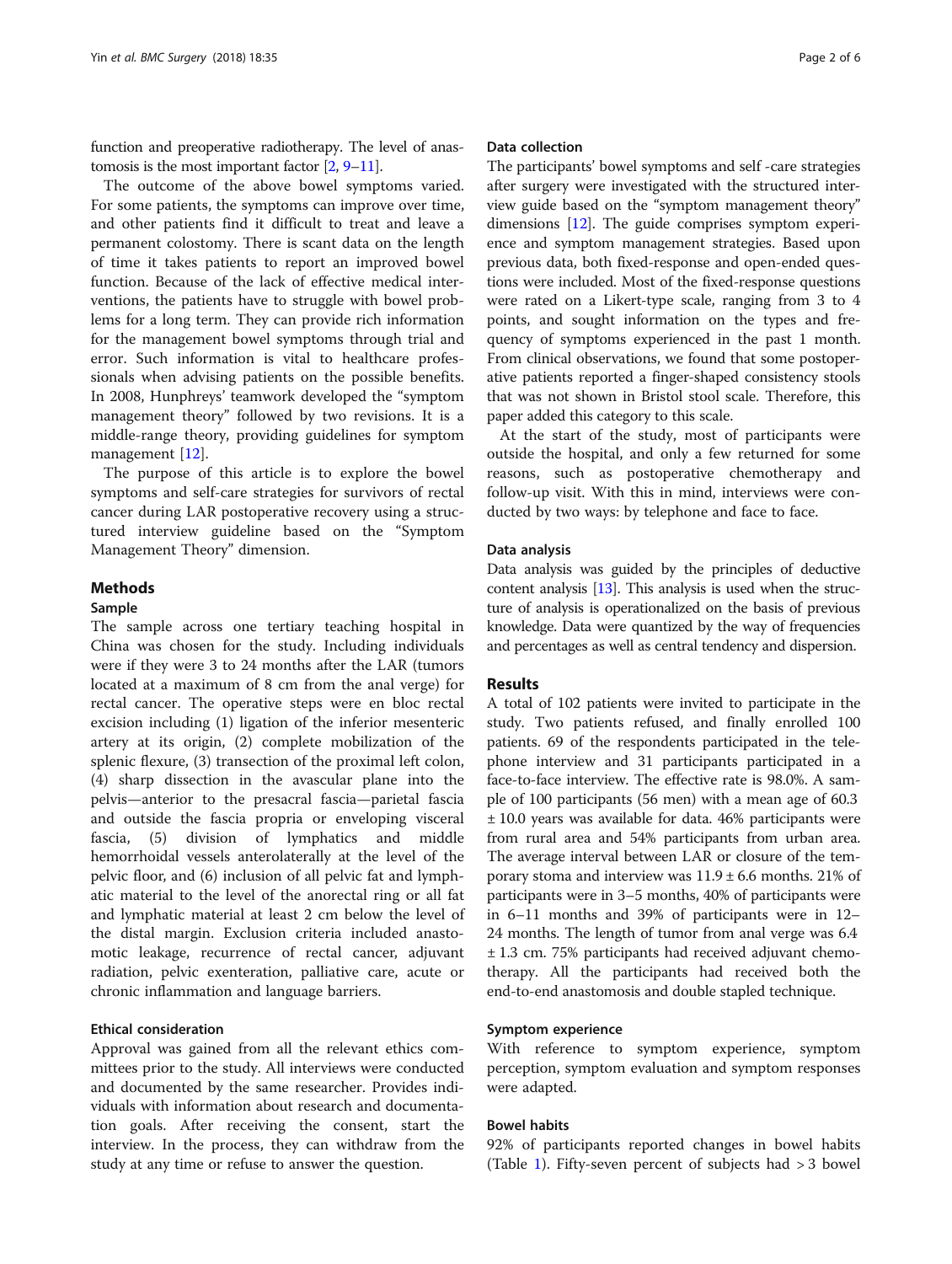function and preoperative radiotherapy. The level of anastomosis is the most important factor [2, 9–11].

The outcome of the above bowel symptoms varied. For some patients, the symptoms can improve over time, and other patients find it difficult to treat and leave a permanent colostomy. There is scant data on the length of time it takes patients to report an improved bowel function. Because of the lack of effective medical interventions, the patients have to struggle with bowel problems for a long term. They can provide rich information for the management bowel symptoms through trial and error. Such information is vital to healthcare professionals when advising patients on the possible benefits. In 2008, Hunphreys' teamwork developed the "symptom management theory" followed by two revisions. It is a middle-range theory, providing guidelines for symptom management [12].

The purpose of this article is to explore the bowel symptoms and self-care strategies for survivors of rectal cancer during LAR postoperative recovery using a structured interview guideline based on the "Symptom Management Theory" dimension.

## Methods

### Sample

The sample across one tertiary teaching hospital in China was chosen for the study. Including individuals were if they were 3 to 24 months after the LAR (tumors located at a maximum of 8 cm from the anal verge) for rectal cancer. The operative steps were en bloc rectal excision including (1) ligation of the inferior mesenteric artery at its origin, (2) complete mobilization of the splenic flexure, (3) transection of the proximal left colon, (4) sharp dissection in the avascular plane into the pelvis—anterior to the presacral fascia—parietal fascia and outside the fascia propria or enveloping visceral fascia, (5) division of lymphatics and middle hemorrhoidal vessels anterolaterally at the level of the pelvic floor, and (6) inclusion of all pelvic fat and lymphatic material to the level of the anorectal ring or all fat and lymphatic material at least 2 cm below the level of the distal margin. Exclusion criteria included anastomotic leakage, recurrence of rectal cancer, adjuvant radiation, pelvic exenteration, palliative care, acute or chronic inflammation and language barriers.

### Ethical consideration

Approval was gained from all the relevant ethics committees prior to the study. All interviews were conducted and documented by the same researcher. Provides individuals with information about research and documentation goals. After receiving the consent, start the interview. In the process, they can withdraw from the study at any time or refuse to answer the question.

### Data collection

The participants' bowel symptoms and self -care strategies after surgery were investigated with the structured interview guide based on the "symptom management theory" dimensions [12]. The guide comprises symptom experience and symptom management strategies. Based upon previous data, both fixed-response and open-ended questions were included. Most of the fixed-response questions were rated on a Likert-type scale, ranging from 3 to 4 points, and sought information on the types and frequency of symptoms experienced in the past 1 month. From clinical observations, we found that some postoperative patients reported a finger-shaped consistency stools that was not shown in Bristol stool scale. Therefore, this paper added this category to this scale.

At the start of the study, most of participants were outside the hospital, and only a few returned for some reasons, such as postoperative chemotherapy and follow-up visit. With this in mind, interviews were conducted by two ways: by telephone and face to face.

### Data analysis

Data analysis was guided by the principles of deductive content analysis [13]. This analysis is used when the structure of analysis is operationalized on the basis of previous knowledge. Data were quantized by the way of frequencies and percentages as well as central tendency and dispersion.

## Results

A total of 102 patients were invited to participate in the study. Two patients refused, and finally enrolled 100 patients. 69 of the respondents participated in the telephone interview and 31 participants participated in a face-to-face interview. The effective rate is 98.0%. A sample of 100 participants (56 men) with a mean age of 60.3 ± 10.0 years was available for data. 46% participants were from rural area and 54% participants from urban area. The average interval between LAR or closure of the temporary stoma and interview was 11.9 ± 6.6 months. 21% of participants were in 3–5 months, 40% of participants were in 6–11 months and 39% of participants were in 12–24 months. The length of tumor from anal verge was 6.4 ± 1.3 cm. 75% participants had received adjuvant chemotherapy. All the participants had received both the end-to-end anastomosis and double stapled technique.

### Symptom experience

With reference to symptom experience, symptom perception, symptom evaluation and symptom responses were adapted.

### Bowel habits

92% of participants reported changes in bowel habits (Table 1). Fifty-seven percent of subjects had > 3 bowel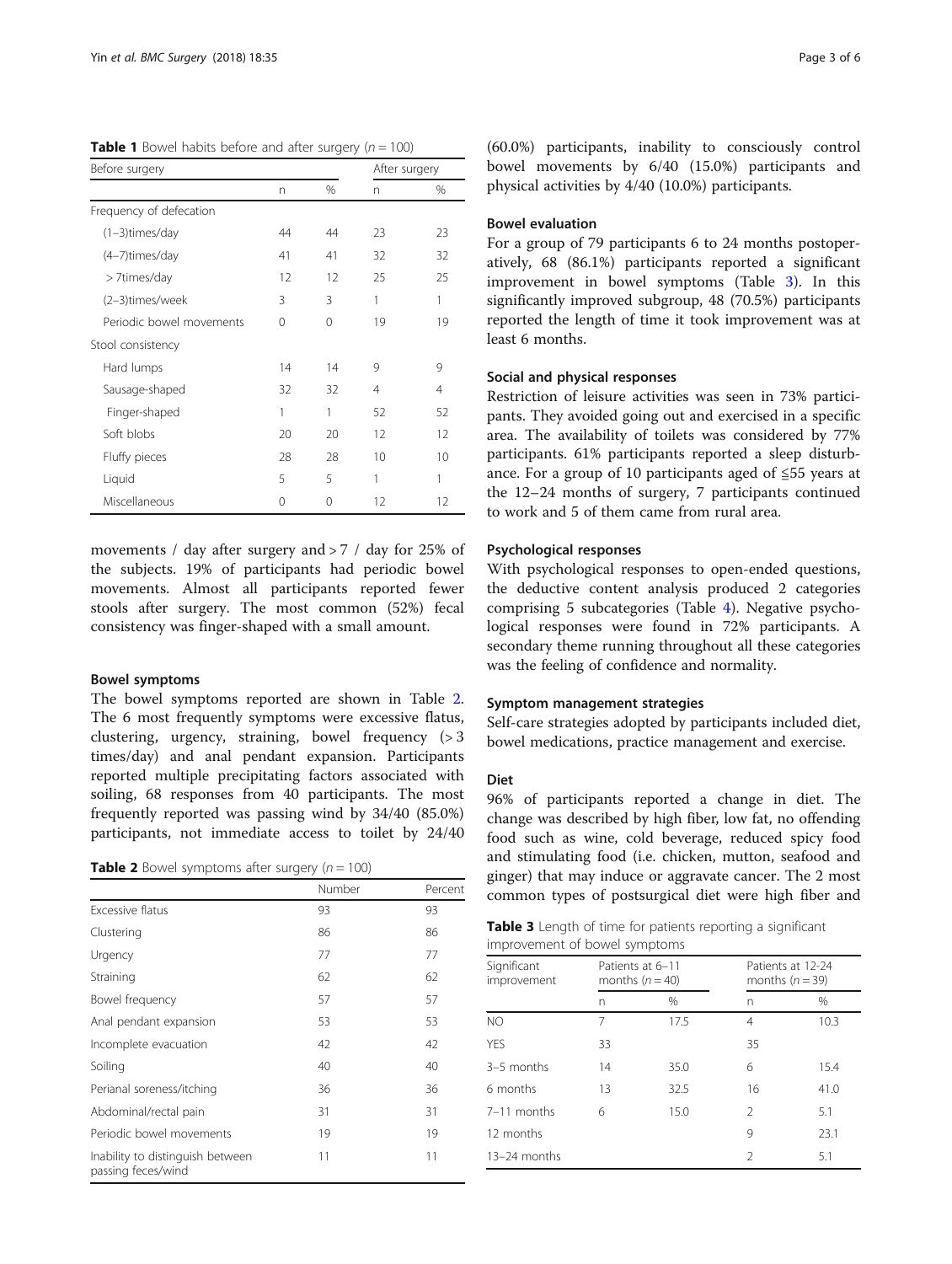**Table 1** Bowel habits before and after surgery ($n = 100$)

| Before surgery | | | After surgery | |
|---|---|---|---|---|
| | n | % | n | % |
| Frequency of defecation | | | | |
| (1–3)times/day | 44 | 44 | 23 | 23 |
| (4–7)times/day | 41 | 41 | 32 | 32 |
| > 7times/day | 12 | 12 | 25 | 25 |
| (2–3)times/week | 3 | 3 | 1 | 1 |
| Periodic bowel movements | 0 | 0 | 19 | 19 |
| Stool consistency | | | | |
| Hard lumps | 14 | 14 | 9 | 9 |
| Sausage-shaped | 32 | 32 | 4 | 4 |
| Finger-shaped | 1 | 1 | 52 | 52 |
| Soft blobs | 20 | 20 | 12 | 12 |
| Fluffy pieces | 28 | 28 | 10 | 10 |
| Liquid | 5 | 5 | 1 | 1 |
| Miscellaneous | 0 | 0 | 12 | 12 |

movements / day after surgery and > 7 / day for 25% of the subjects. 19% of participants had periodic bowel movements. Almost all participants reported fewer stools after surgery. The most common (52%) fecal consistency was finger-shaped with a small amount.

### Bowel symptoms

The bowel symptoms reported are shown in Table 2. The 6 most frequently symptoms were excessive flatus, clustering, urgency, straining, bowel frequency (> 3 times/day) and anal pendant expansion. Participants reported multiple precipitating factors associated with soiling, 68 responses from 40 participants. The most frequently reported was passing wind by 34/40 (85.0%) participants, not immediate access to toilet by 24/40 (60.0%) participants, inability to consciously control bowel movements by 6/40 (15.0%) participants and physical activities by 4/40 (10.0%) participants.

**Table 2** Bowel symptoms after surgery ($n = 100$)

| | Number | Percent |
|---|---|---|
| Excessive flatus | 93 | 93 |
| Clustering | 86 | 86 |
| Urgency | 77 | 77 |
| Straining | 62 | 62 |
| Bowel frequency | 57 | 57 |
| Anal pendant expansion | 53 | 53 |
| Incomplete evacuation | 42 | 42 |
| Soiling | 40 | 40 |
| Perianal soreness/itching | 36 | 36 |
| Abdominal/rectal pain | 31 | 31 |
| Periodic bowel movements | 19 | 19 |
| Inability to distinguish between passing feces/wind | 11 | 11 |

### Bowel evaluation

For a group of 79 participants 6 to 24 months postoperatively, 68 (86.1%) participants reported a significant improvement in bowel symptoms (Table 3). In this significantly improved subgroup, 48 (70.5%) participants reported the length of time it took improvement was at least 6 months.

### Social and physical responses

Restriction of leisure activities was seen in 73% participants. They avoided going out and exercised in a specific area. The availability of toilets was considered by 77% participants. 61% participants reported a sleep disturbance. For a group of 10 participants aged of ≦55 years at the 12–24 months of surgery, 7 participants continued to work and 5 of them came from rural area.

### Psychological responses

With psychological responses to open-ended questions, the deductive content analysis produced 2 categories comprising 5 subcategories (Table 4). Negative psychological responses were found in 72% participants. A secondary theme running throughout all these categories was the feeling of confidence and normality.

### Symptom management strategies

Self-care strategies adopted by participants included diet, bowel medications, practice management and exercise.

### Diet

96% of participants reported a change in diet. The change was described by high fiber, low fat, no offending food such as wine, cold beverage, reduced spicy food and stimulating food (i.e. chicken, mutton, seafood and ginger) that may induce or aggravate cancer. The 2 most common types of postsurgical diet were high fiber and

**Table 3** Length of time for patients reporting a significant improvement of bowel symptoms

| Significant improvement | Patients at 6–11 months ($n = 40$) | | Patients at 12-24 months ($n = 39$) | |
|---|---|---|---|---|
| | n | % | n | % |
| NO | 7 | 17.5 | 4 | 10.3 |
| YES | 33 | | 35 | |
| 3–5 months | 14 | 35.0 | 6 | 15.4 |
| 6 months | 13 | 32.5 | 16 | 41.0 |
| 7–11 months | 6 | 15.0 | 2 | 5.1 |
| 12 months | | | 9 | 23.1 |
| 13–24 months | | | 2 | 5.1 |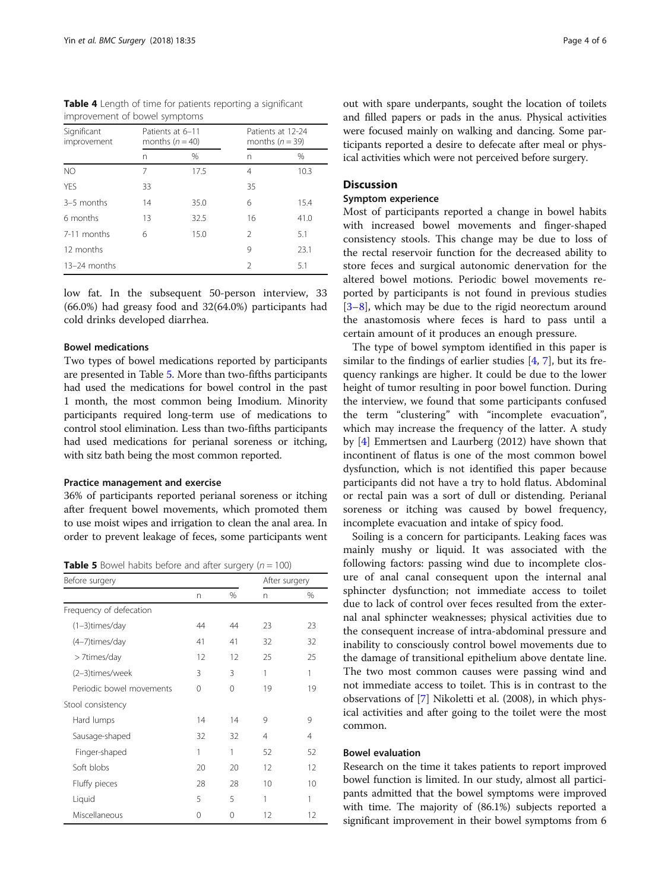**Table 4** Length of time for patients reporting a significant improvement of bowel symptoms

| Significant improvement | Patients at 6–11 months ($n = 40$) | | Patients at 12-24 months ($n = 39$) | |
|---|---|---|---|---|
| | n | % | n | % |
| NO | 7 | 17.5 | 4 | 10.3 |
| YES | 33 | | 35 | |
| 3–5 months | 14 | 35.0 | 6 | 15.4 |
| 6 months | 13 | 32.5 | 16 | 41.0 |
| 7-11 months | 6 | 15.0 | 2 | 5.1 |
| 12 months | | | 9 | 23.1 |
| 13–24 months | | | 2 | 5.1 |

low fat. In the subsequent 50-person interview, 33 (66.0%) had greasy food and 32(64.0%) participants had cold drinks developed diarrhea.

### Bowel medications

Two types of bowel medications reported by participants are presented in Table 5. More than two-fifths participants had used the medications for bowel control in the past 1 month, the most common being Imodium. Minority participants required long-term use of medications to control stool elimination. Less than two-fifths participants had used medications for perianal soreness or itching, with sitz bath being the most common reported.

### Practice management and exercise

36% of participants reported perianal soreness or itching after frequent bowel movements, which promoted them to use moist wipes and irrigation to clean the anal area. In order to prevent leakage of feces, some participants went out with spare underpants, sought the location of toilets and filled papers or pads in the anus. Physical activities were focused mainly on walking and dancing. Some participants reported a desire to defecate after meal or physical activities which were not perceived before surgery.

**Table 5** Bowel habits before and after surgery ($n = 100$)

| Before surgery | | | After surgery | |
|---|---|---|---|---|
| | n | % | n | % |
| Frequency of defecation | | | | |
| (1–3)times/day | 44 | 44 | 23 | 23 |
| (4–7)times/day | 41 | 41 | 32 | 32 |
| > 7times/day | 12 | 12 | 25 | 25 |
| (2–3)times/week | 3 | 3 | 1 | 1 |
| Periodic bowel movements | 0 | 0 | 19 | 19 |
| Stool consistency | | | | |
| Hard lumps | 14 | 14 | 9 | 9 |
| Sausage-shaped | 32 | 32 | 4 | 4 |
| Finger-shaped | 1 | 1 | 52 | 52 |
| Soft blobs | 20 | 20 | 12 | 12 |
| Fluffy pieces | 28 | 28 | 10 | 10 |
| Liquid | 5 | 5 | 1 | 1 |
| Miscellaneous | 0 | 0 | 12 | 12 |

## Discussion

### Symptom experience

Most of participants reported a change in bowel habits with increased bowel movements and finger-shaped consistency stools. This change may be due to loss of the rectal reservoir function for the decreased ability to store feces and surgical autonomic denervation for the altered bowel motions. Periodic bowel movements reported by participants is not found in previous studies [3–8], which may be due to the rigid neorectum around the anastomosis where feces is hard to pass until a certain amount of it produces an enough pressure.

The type of bowel symptom identified in this paper is similar to the findings of earlier studies [4, 7], but its frequency rankings are higher. It could be due to the lower height of tumor resulting in poor bowel function. During the interview, we found that some participants confused the term "clustering" with "incomplete evacuation", which may increase the frequency of the latter. A study by [4] Emmertsen and Laurberg (2012) have shown that incontinent of flatus is one of the most common bowel dysfunction, which is not identified this paper because participants did not have a try to hold flatus. Abdominal or rectal pain was a sort of dull or distending. Perianal soreness or itching was caused by bowel frequency, incomplete evacuation and intake of spicy food.

Soiling is a concern for participants. Leaking faces was mainly mushy or liquid. It was associated with the following factors: passing wind due to incomplete closure of anal canal consequent upon the internal anal sphincter dysfunction; not immediate access to toilet due to lack of control over feces resulted from the external anal sphincter weaknesses; physical activities due to the consequent increase of intra-abdominal pressure and inability to consciously control bowel movements due to the damage of transitional epithelium above dentate line. The two most common causes were passing wind and not immediate access to toilet. This is in contrast to the observations of [7] Nikoletti et al. (2008), in which physical activities and after going to the toilet were the most common.

### Bowel evaluation

Research on the time it takes patients to report improved bowel function is limited. In our study, almost all participants admitted that the bowel symptoms were improved with time. The majority of (86.1%) subjects reported a significant improvement in their bowel symptoms from 6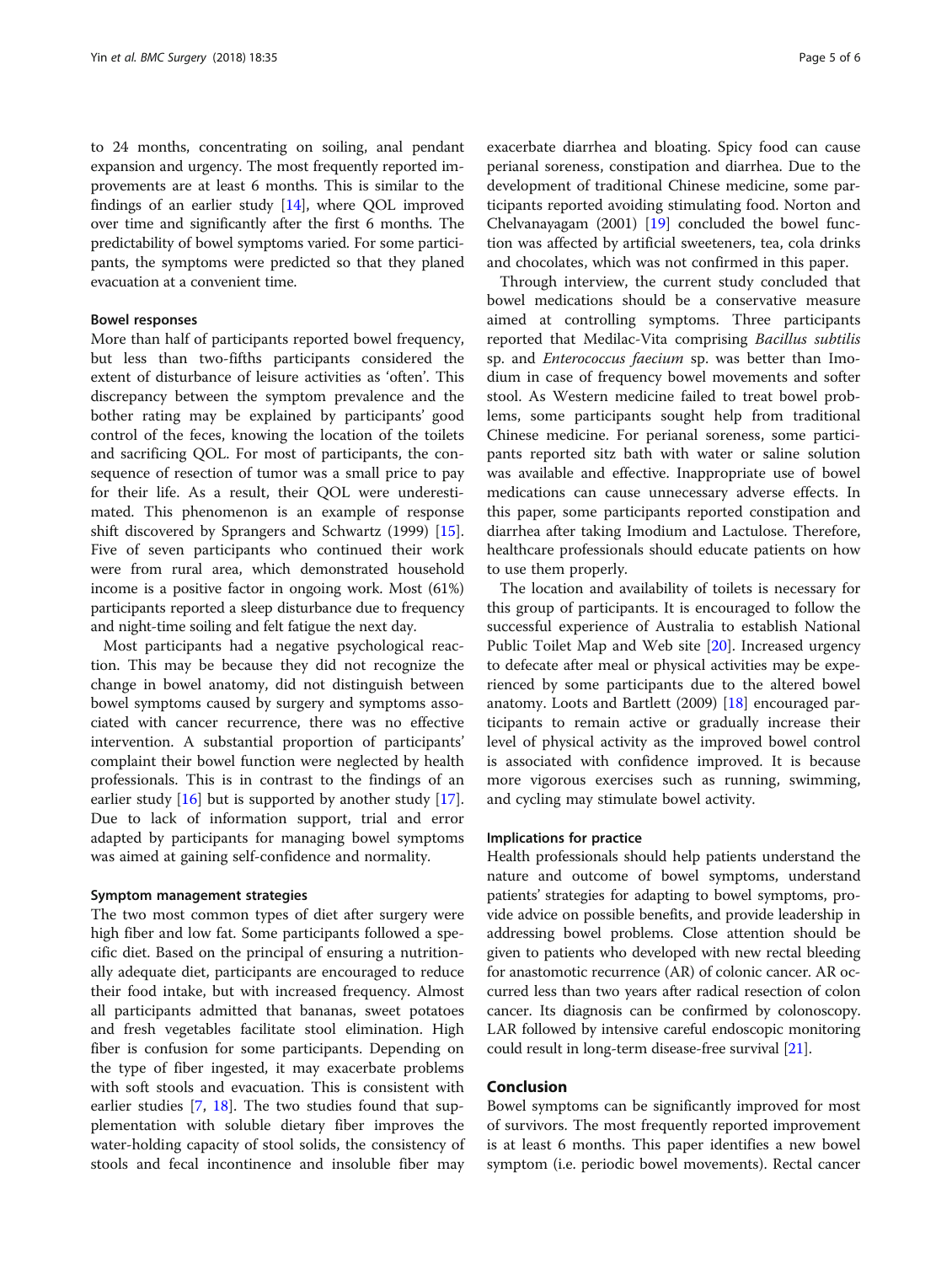to 24 months, concentrating on soiling, anal pendant expansion and urgency. The most frequently reported improvements are at least 6 months. This is similar to the findings of an earlier study [14], where QOL improved over time and significantly after the first 6 months. The predictability of bowel symptoms varied. For some participants, the symptoms were predicted so that they planed evacuation at a convenient time.

### Bowel responses

More than half of participants reported bowel frequency, but less than two-fifths participants considered the extent of disturbance of leisure activities as 'often'. This discrepancy between the symptom prevalence and the bother rating may be explained by participants' good control of the feces, knowing the location of the toilets and sacrificing QOL. For most of participants, the consequence of resection of tumor was a small price to pay for their life. As a result, their QOL were underestimated. This phenomenon is an example of response shift discovered by Sprangers and Schwartz (1999) [15]. Five of seven participants who continued their work were from rural area, which demonstrated household income is a positive factor in ongoing work. Most (61%) participants reported a sleep disturbance due to frequency and night-time soiling and felt fatigue the next day.

Most participants had a negative psychological reaction. This may be because they did not recognize the change in bowel anatomy, did not distinguish between bowel symptoms caused by surgery and symptoms associated with cancer recurrence, there was no effective intervention. A substantial proportion of participants' complaint their bowel function were neglected by health professionals. This is in contrast to the findings of an earlier study [16] but is supported by another study [17]. Due to lack of information support, trial and error adapted by participants for managing bowel symptoms was aimed at gaining self-confidence and normality.

### Symptom management strategies

The two most common types of diet after surgery were high fiber and low fat. Some participants followed a specific diet. Based on the principal of ensuring a nutritionally adequate diet, participants are encouraged to reduce their food intake, but with increased frequency. Almost all participants admitted that bananas, sweet potatoes and fresh vegetables facilitate stool elimination. High fiber is confusion for some participants. Depending on the type of fiber ingested, it may exacerbate problems with soft stools and evacuation. This is consistent with earlier studies [7, 18]. The two studies found that supplementation with soluble dietary fiber improves the water-holding capacity of stool solids, the consistency of stools and fecal incontinence and insoluble fiber may exacerbate diarrhea and bloating. Spicy food can cause perianal soreness, constipation and diarrhea. Due to the development of traditional Chinese medicine, some participants reported avoiding stimulating food. Norton and Chelvanayagam (2001) [19] concluded the bowel function was affected by artificial sweeteners, tea, cola drinks and chocolates, which was not confirmed in this paper.

Through interview, the current study concluded that bowel medications should be a conservative measure aimed at controlling symptoms. Three participants reported that Medilac-Vita comprising *Bacillus subtilis* sp. and *Enterococcus faecium* sp. was better than Imodium in case of frequency bowel movements and softer stool. As Western medicine failed to treat bowel problems, some participants sought help from traditional Chinese medicine. For perianal soreness, some participants reported sitz bath with water or saline solution was available and effective. Inappropriate use of bowel medications can cause unnecessary adverse effects. In this paper, some participants reported constipation and diarrhea after taking Imodium and Lactulose. Therefore, healthcare professionals should educate patients on how to use them properly.

The location and availability of toilets is necessary for this group of participants. It is encouraged to follow the successful experience of Australia to establish National Public Toilet Map and Web site [20]. Increased urgency to defecate after meal or physical activities may be experienced by some participants due to the altered bowel anatomy. Loots and Bartlett (2009) [18] encouraged participants to remain active or gradually increase their level of physical activity as the improved bowel control is associated with confidence improved. It is because more vigorous exercises such as running, swimming, and cycling may stimulate bowel activity.

### Implications for practice

Health professionals should help patients understand the nature and outcome of bowel symptoms, understand patients' strategies for adapting to bowel symptoms, provide advice on possible benefits, and provide leadership in addressing bowel problems. Close attention should be given to patients who developed with new rectal bleeding for anastomotic recurrence (AR) of colonic cancer. AR occurred less than two years after radical resection of colon cancer. Its diagnosis can be confirmed by colonoscopy. LAR followed by intensive careful endoscopic monitoring could result in long-term disease-free survival [21].

## Conclusion

Bowel symptoms can be significantly improved for most of survivors. The most frequently reported improvement is at least 6 months. This paper identifies a new bowel symptom (i.e. periodic bowel movements). Rectal cancer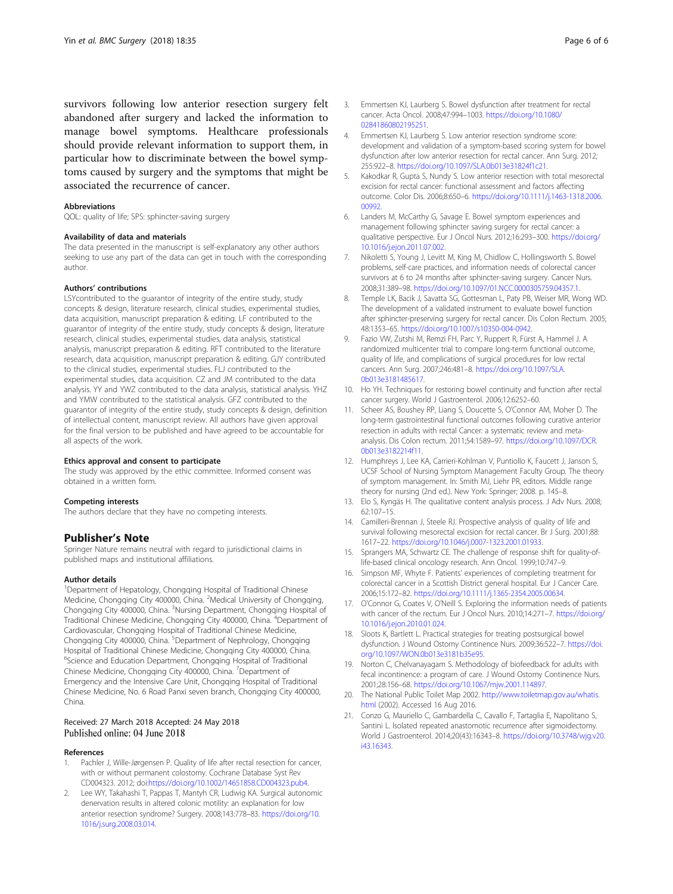survivors following low anterior resection surgery felt abandoned after surgery and lacked the information to manage bowel symptoms. Healthcare professionals should provide relevant information to support them, in particular how to discriminate between the bowel symptoms caused by surgery and the symptoms that might be associated the recurrence of cancer.

### Abbreviations

QOL: quality of life; SPS: sphincter-saving surgery

### Availability of data and materials

The data presented in the manuscript is self-explanatory any other authors seeking to use any part of the data can get in touch with the corresponding author.

### Authors' contributions

LSYcontributed to the guarantor of integrity of the entire study, study concepts & design, literature research, clinical studies, experimental studies, data acquisition, manuscript preparation & editing. LF contributed to the guarantor of integrity of the entire study, study concepts & design, literature research, clinical studies, experimental studies, data analysis, statistical analysis, manuscript preparation & editing. RFT contributed to the literature research, data acquisition, manuscript preparation & editing. GJY contributed to the clinical studies, experimental studies. FLJ contributed to the experimental studies, data acquisition. CZ and JM contributed to the data analysis. YY and YWZ contributed to the data analysis, statistical analysis. YHZ and YMW contributed to the statistical analysis. GFZ contributed to the guarantor of integrity of the entire study, study concepts & design, definition of intellectual content, manuscript review. All authors have given approval for the final version to be published and have agreed to be accountable for all aspects of the work.

### Ethics approval and consent to participate

The study was approved by the ethic committee. Informed consent was obtained in a written form.

### Competing interests

The authors declare that they have no competing interests.

## Publisher's Note

Springer Nature remains neutral with regard to jurisdictional claims in published maps and institutional affiliations.

### Author details

[1]Department of Hepatology, Chongqing Hospital of Traditional Chinese Medicine, Chongqing City 400000, China. [2]Medical University of Chongqing, Chongqing City 400000, China. [3]Nursing Department, Chongqing Hospital of Traditional Chinese Medicine, Chongqing City 400000, China. [4]Department of Cardiovascular, Chongqing Hospital of Traditional Chinese Medicine, Chongqing City 400000, China. [5]Department of Nephrology, Chongqing Hospital of Traditional Chinese Medicine, Chongqing City 400000, China. [6]Science and Education Department, Chongqing Hospital of Traditional Chinese Medicine, Chongqing City 400000, China. [7]Department of Emergency and the Intensive Care Unit, Chongqing Hospital of Traditional Chinese Medicine, No. 6 Road Panxi seven branch, Chongqing City 400000, China.

Received: 27 March 2018 Accepted: 24 May 2018
Published online: 04 June 2018

### References

1. Pachler J, Wille-Jørgensen P. Quality of life after rectal resection for cancer, with or without permanent colostomy. Cochrane Database Syst Rev CD004323. 2012; doi:https://doi.org/10.1002/14651858.CD004323.pub4.
2. Lee WY, Takahashi T, Pappas T, Mantyh CR, Ludwig KA. Surgical autonomic denervation results in altered colonic motility: an explanation for low anterior resection syndrome? Surgery. 2008;143:778–83. https://doi.org/10.1016/j.surg.2008.03.014.
3. Emmertsen KJ, Laurberg S. Bowel dysfunction after treatment for rectal cancer. Acta Oncol. 2008;47:994–1003. https://doi.org/10.1080/02841860802195251.
4. Emmertsen KJ, Laurberg S. Low anterior resection syndrome score: development and validation of a symptom-based scoring system for bowel dysfunction after low anterior resection for rectal cancer. Ann Surg. 2012; 255:922–8. https://doi.org/10.1097/SLA.0b013e31824f1c21.
5. Kakodkar R, Gupta S, Nundy S. Low anterior resection with total mesorectal excision for rectal cancer: functional assessment and factors affecting outcome. Color Dis. 2006;8:650–6. https://doi.org/10.1111/j.1463-1318.2006.00992.
6. Landers M, McCarthy G, Savage E. Bowel symptom experiences and management following sphincter saving surgery for rectal cancer: a qualitative perspective. Eur J Oncol Nurs. 2012;16:293–300. https://doi.org/10.1016/j.ejon.2011.07.002.
7. Nikoletti S, Young J, Levitt M, King M, Chidlow C, Hollingsworth S. Bowel problems, self-care practices, and information needs of colorectal cancer survivors at 6 to 24 months after sphincter-saving surgery. Cancer Nurs. 2008;31:389–98. https://doi.org/10.1097/01.NCC.0000305759.04357.1.
8. Temple LK, Bacik J, Savatta SG, Gottesman L, Paty PB, Weiser MR, Wong WD. The development of a validated instrument to evaluate bowel function after sphincter-preserving surgery for rectal cancer. Dis Colon Rectum. 2005; 48:1353–65. https://doi.org/10.1007/s10350-004-0942.
9. Fazio VW, Zutshi M, Remzi FH, Parc Y, Ruppert R, Fürst A, Hammel J. A randomized multicenter trial to compare long-term functional outcome, quality of life, and complications of surgical procedures for low rectal cancers. Ann Surg. 2007;246:481–8. https://doi.org/10.1097/SLA.0b013e3181485617.
10. Ho YH. Techniques for restoring bowel continuity and function after rectal cancer surgery. World J Gastroenterol. 2006;12:6252–60.
11. Scheer AS, Boushey RP, Liang S, Doucette S, O'Connor AM, Moher D. The long-term gastrointestinal functional outcomes following curative anterior resection in adults with rectal Cancer: a systematic review and meta-analysis. Dis Colon rectum. 2011;54:1589–97. https://doi.org/10.1097/DCR.0b013e3182214f11.
12. Humphreys J, Lee KA, Carrieri-Kohlman V, Puntiollo K, Faucett J, Janson S, UCSF School of Nursing Symptom Management Faculty Group. The theory of symptom management. In: Smith MJ, Liehr PR, editors. Middle range theory for nursing (2nd ed.). New York: Springer; 2008. p. 145–8.
13. Elo S, Kyngäs H. The qualitative content analysis process. J Adv Nurs. 2008; 62:107–15.
14. Camilleri-Brennan J, Steele RJ. Prospective analysis of quality of life and survival following mesorectal excision for rectal cancer. Br J Surg. 2001;88: 1617–22. https://doi.org/10.1046/j.0007-1323.2001.01933.
15. Sprangers MA, Schwartz CE. The challenge of response shift for quality-of-life-based clinical oncology research. Ann Oncol. 1999;10:747–9.
16. Simpson MF, Whyte F. Patients' experiences of completing treatment for colorectal cancer in a Scottish District general hospital. Eur J Cancer Care. 2006;15:172–82. https://doi.org/10.1111/j.1365-2354.2005.00634.
17. O'Connor G, Coates V, O'Neill S. Exploring the information needs of patients with cancer of the rectum. Eur J Oncol Nurs. 2010;14:271–7. https://doi.org/10.1016/j.ejon.2010.01.024.
18. Sloots K, Bartlett L. Practical strategies for treating postsurgical bowel dysfunction. J Wound Ostomy Continence Nurs. 2009;36:522–7. https://doi.org/10.1097/WON.0b013e3181b35e95.
19. Norton C, Chelvanayagam S. Methodology of biofeedback for adults with fecal incontinence: a program of care. J Wound Ostomy Continence Nurs. 2001;28:156–68. https://doi.org/10.1067/mjw.2001.114897.
20. The National Public Toilet Map 2002. http://www.toiletmap.gov.au/whatis.html (2002). Accessed 16 Aug 2016.
21. Conzo G, Mauriello C, Gambardella C, Cavallo F, Tartaglia E, Napolitano S, Santini L. Isolated repeated anastomotic recurrence after sigmoidectomy. World J Gastroenterol. 2014;20(43):16343–8. https://doi.org/10.3748/wjg.v20.i43.16343.